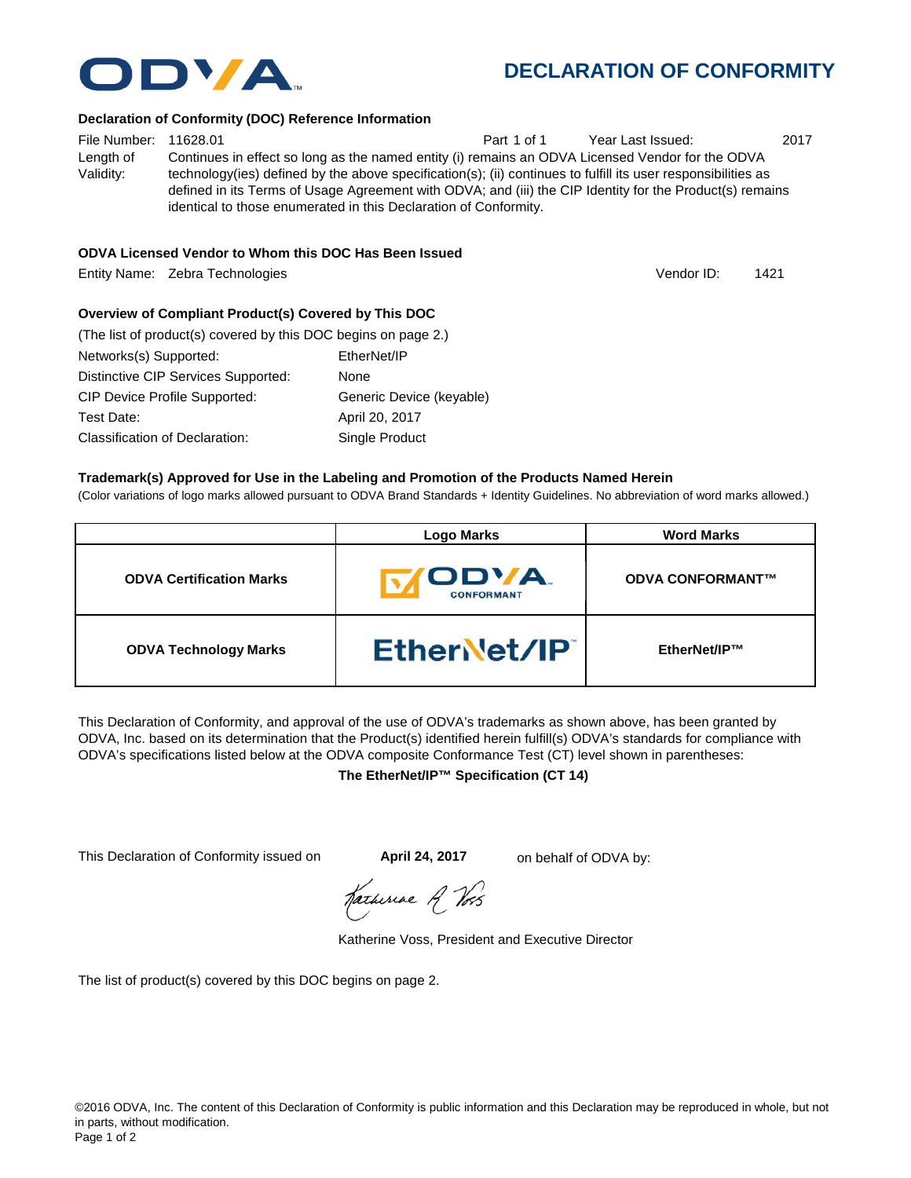# DECLARATION OF CONFORMITY

### Declaration of Conformity (DOC) Reference Information

File Number: 11628.01 Part 1 of 1 Year Last Issued: 2017

Length of Validity: Continues in effect so long as the named entity (i) remains an ODVA Licensed Vendor for the ODVA technology(ies) defined by the above specification(s); (ii) continues to fulfill its user responsibilities as defined in its Terms of Usage Agreement with ODVA; and (iii) the CIP Identity for the Product(s) remains identical to those enumerated in this Declaration of Conformity.

### ODVA Licensed Vendor to Whom this DOC Has Been Issued

Entity Name: Zebra Technologies Vendor ID: 1421

### Overview of Compliant Product(s) Covered by This DOC

(The list of product(s) covered by this DOC begins on page 2.)

Networks(s) Supported: EtherNet/IP

Distinctive CIP Services Supported: None

CIP Device Profile Supported: Generic Device (keyable)

Test Date: April 20, 2017

Classification of Declaration: Single Product

### Trademark(s) Approved for Use in the Labeling and Promotion of the Products Named Herein

(Color variations of logo marks allowed pursuant to ODVA Brand Standards + Identity Guidelines. No abbreviation of word marks allowed.)

| | Logo Marks | Word Marks |
|---|---|---|
| **ODVA Certification Marks** | ODVA CONFORMANT | **ODVA CONFORMANT™** |
| **ODVA Technology Marks** | EtherNet/IP | **EtherNet/IP™** |

This Declaration of Conformity, and approval of the use of ODVA's trademarks as shown above, has been granted by ODVA, Inc. based on its determination that the Product(s) identified herein fulfill(s) ODVA's standards for compliance with ODVA's specifications listed below at the ODVA composite Conformance Test (CT) level shown in parentheses:

**The EtherNet/IP™ Specification (CT 14)**

This Declaration of Conformity issued on **April 24, 2017** on behalf of ODVA by:

Katherine Voss, President and Executive Director

The list of product(s) covered by this DOC begins on page 2.

©2016 ODVA, Inc. The content of this Declaration of Conformity is public information and this Declaration may be reproduced in whole, but not in parts, without modification.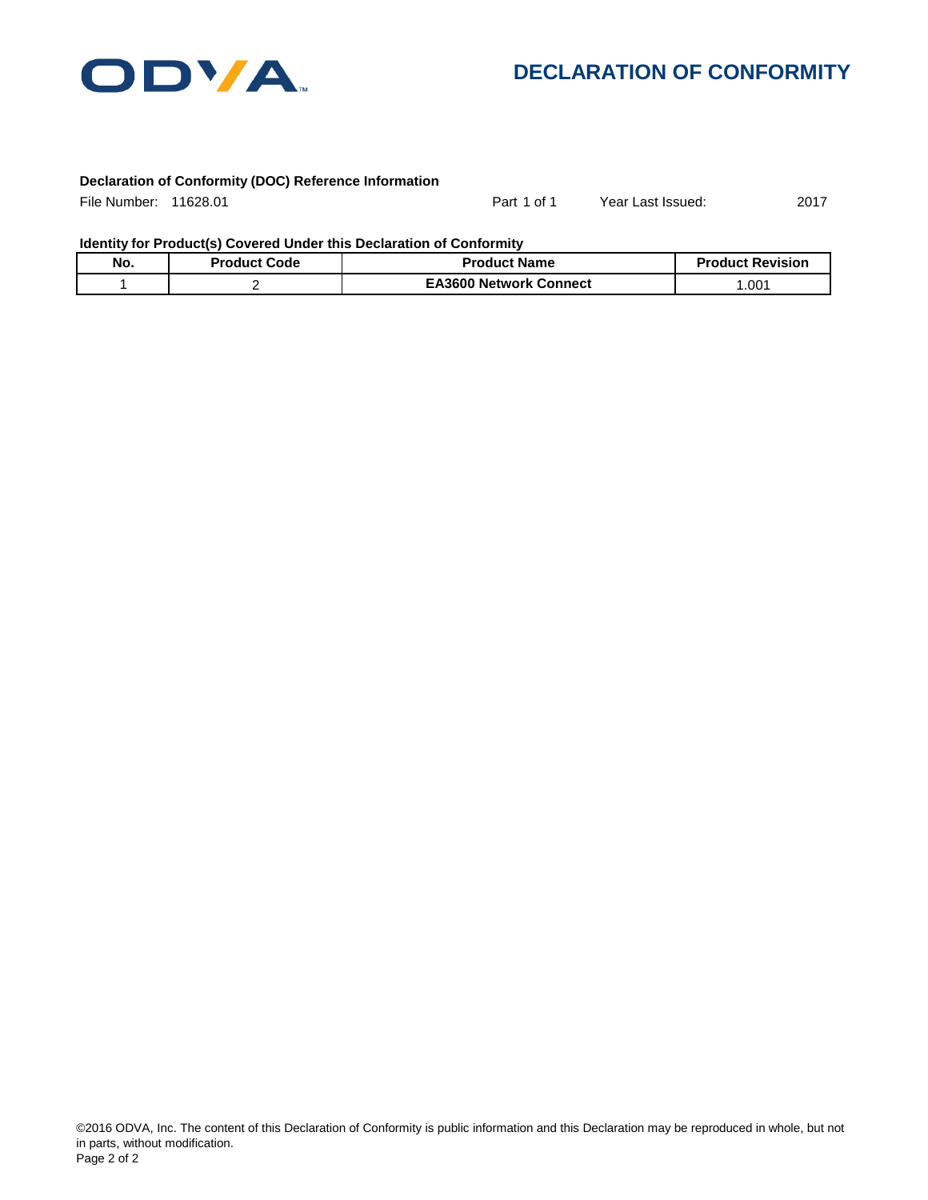# DECLARATION OF CONFORMITY

**Declaration of Conformity (DOC) Reference Information**

File Number: 11628.01 Part 1 of 1 Year Last Issued: 2017

**Identity for Product(s) Covered Under this Declaration of Conformity**

| No. | Product Code | Product Name | Product Revision |
|---|---|---|---|
| 1 | 2 | **EA3600 Network Connect** | 1.001 |

©2016 ODVA, Inc. The content of this Declaration of Conformity is public information and this Declaration may be reproduced in whole, but not in parts, without modification.